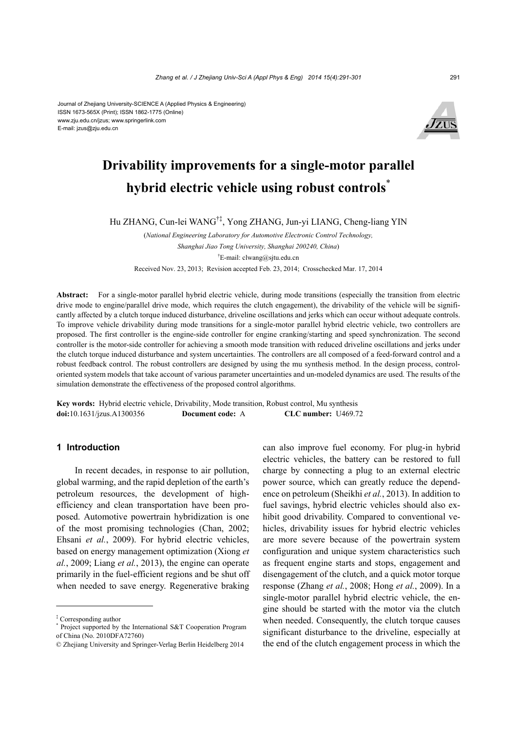Journal of Zhejiang University-SCIENCE A (Applied Physics & Engineering)
ISSN 1673-565X (Print); ISSN 1862-1775 (Online)
www.zju.edu.cn/jzus; www.springerlink.com
E-mail: jzus@zju.edu.cn

# Drivability improvements for a single-motor parallel hybrid electric vehicle using robust controls*

Hu ZHANG, Cun-lei WANG[†‡], Yong ZHANG, Jun-yi LIANG, Cheng-liang YIN

(*National Engineering Laboratory for Automotive Electronic Control Technology, Shanghai Jiao Tong University, Shanghai 200240, China*)

[†]E-mail: clwang@sjtu.edu.cn

Received Nov. 23, 2013; Revision accepted Feb. 23, 2014; Crosschecked Mar. 17, 2014

**Abstract:** For a single-motor parallel hybrid electric vehicle, during mode transitions (especially the transition from electric drive mode to engine/parallel drive mode, which requires the clutch engagement), the drivability of the vehicle will be significantly affected by a clutch torque induced disturbance, driveline oscillations and jerks which can occur without adequate controls. To improve vehicle drivability during mode transitions for a single-motor parallel hybrid electric vehicle, two controllers are proposed. The first controller is the engine-side controller for engine cranking/starting and speed synchronization. The second controller is the motor-side controller for achieving a smooth mode transition with reduced driveline oscillations and jerks under the clutch torque induced disturbance and system uncertainties. The controllers are all composed of a feed-forward control and a robust feedback control. The robust controllers are designed by using the mu synthesis method. In the design process, control-oriented system models that take account of various parameter uncertainties and un-modeled dynamics are used. The results of the simulation demonstrate the effectiveness of the proposed control algorithms.

**Key words:** Hybrid electric vehicle, Drivability, Mode transition, Robust control, Mu synthesis
**doi:**10.1631/jzus.A1300356 **Document code:** A **CLC number:** U469.72

## 1 Introduction

In recent decades, in response to air pollution, global warming, and the rapid depletion of the earth's petroleum resources, the development of high-efficiency and clean transportation have been proposed. Automotive powertrain hybridization is one of the most promising technologies (Chan, 2002; Ehsani *et al.*, 2009). For hybrid electric vehicles, based on energy management optimization (Xiong *et al.*, 2009; Liang *et al.*, 2013), the engine can operate primarily in the fuel-efficient regions and be shut off when needed to save energy. Regenerative braking can also improve fuel economy. For plug-in hybrid electric vehicles, the battery can be restored to full charge by connecting a plug to an external electric power source, which can greatly reduce the dependence on petroleum (Sheikhi *et al.*, 2013). In addition to fuel savings, hybrid electric vehicles should also exhibit good drivability. Compared to conventional vehicles, drivability issues for hybrid electric vehicles are more severe because of the powertrain system configuration and unique system characteristics such as frequent engine starts and stops, engagement and disengagement of the clutch, and a quick motor torque response (Zhang *et al.*, 2008; Hong *et al.*, 2009). In a single-motor parallel hybrid electric vehicle, the engine should be started with the motor via the clutch when needed. Consequently, the clutch torque causes significant disturbance to the driveline, especially at the end of the clutch engagement process in which the

---

‡ Corresponding author

\* Project supported by the International S&T Cooperation Program of China (No. 2010DFA72760)

© Zhejiang University and Springer-Verlag Berlin Heidelberg 2014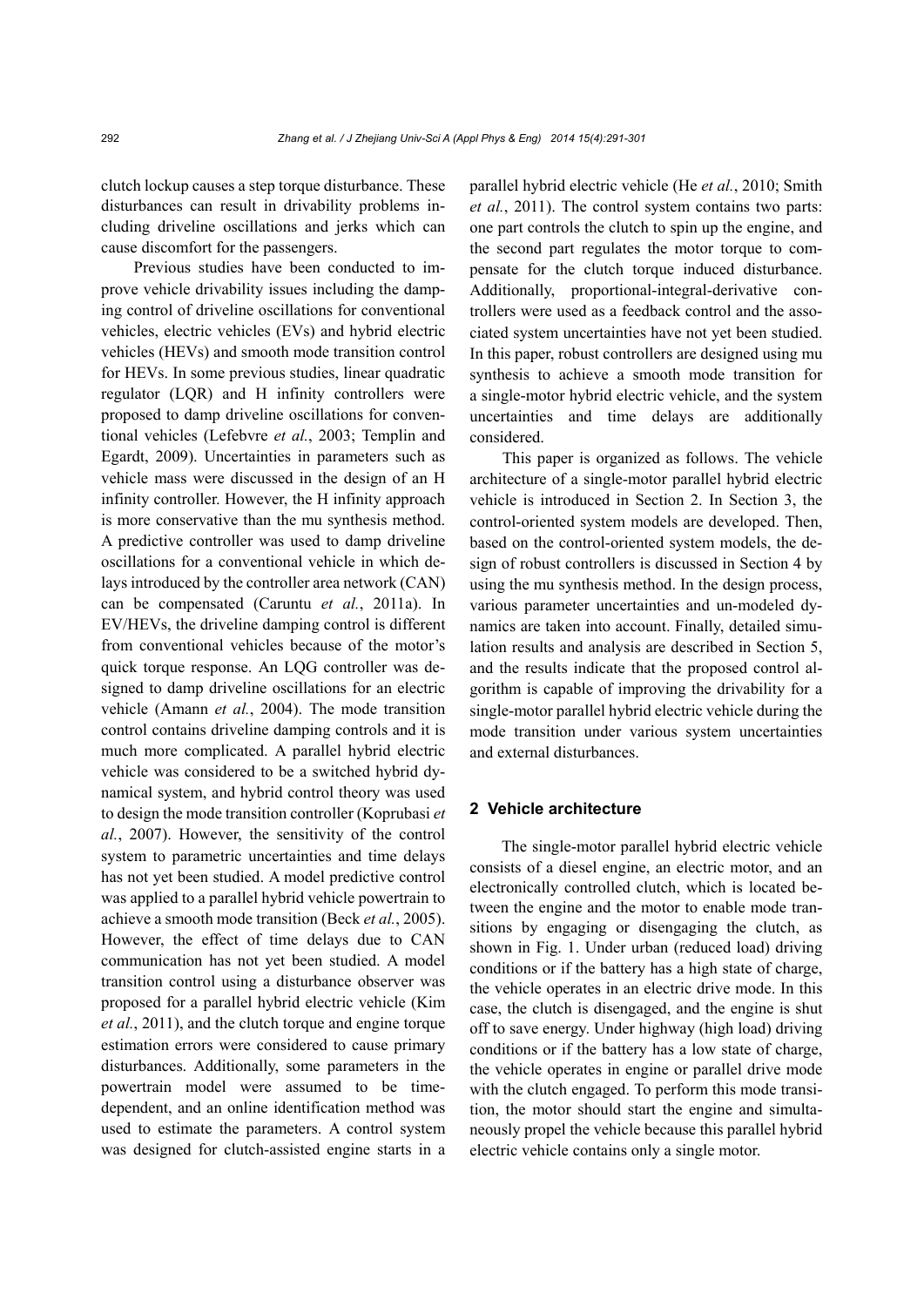clutch lockup causes a step torque disturbance. These disturbances can result in drivability problems including driveline oscillations and jerks which can cause discomfort for the passengers.

Previous studies have been conducted to improve vehicle drivability issues including the damping control of driveline oscillations for conventional vehicles, electric vehicles (EVs) and hybrid electric vehicles (HEVs) and smooth mode transition control for HEVs. In some previous studies, linear quadratic regulator (LQR) and H infinity controllers were proposed to damp driveline oscillations for conventional vehicles (Lefebvre *et al.*, 2003; Templin and Egardt, 2009). Uncertainties in parameters such as vehicle mass were discussed in the design of an H infinity controller. However, the H infinity approach is more conservative than the mu synthesis method. A predictive controller was used to damp driveline oscillations for a conventional vehicle in which delays introduced by the controller area network (CAN) can be compensated (Caruntu *et al.*, 2011a). In EV/HEVs, the driveline damping control is different from conventional vehicles because of the motor's quick torque response. An LQG controller was designed to damp driveline oscillations for an electric vehicle (Amann *et al.*, 2004). The mode transition control contains driveline damping controls and it is much more complicated. A parallel hybrid electric vehicle was considered to be a switched hybrid dynamical system, and hybrid control theory was used to design the mode transition controller (Koprubasi *et al.*, 2007). However, the sensitivity of the control system to parametric uncertainties and time delays has not yet been studied. A model predictive control was applied to a parallel hybrid vehicle powertrain to achieve a smooth mode transition (Beck *et al.*, 2005). However, the effect of time delays due to CAN communication has not yet been studied. A model transition control using a disturbance observer was proposed for a parallel hybrid electric vehicle (Kim *et al.*, 2011), and the clutch torque and engine torque estimation errors were considered to cause primary disturbances. Additionally, some parameters in the powertrain model were assumed to be time-dependent, and an online identification method was used to estimate the parameters. A control system was designed for clutch-assisted engine starts in a parallel hybrid electric vehicle (He *et al.*, 2010; Smith *et al.*, 2011). The control system contains two parts: one part controls the clutch to spin up the engine, and the second part regulates the motor torque to compensate for the clutch torque induced disturbance. Additionally, proportional-integral-derivative controllers were used as a feedback control and the associated system uncertainties have not yet been studied. In this paper, robust controllers are designed using mu synthesis to achieve a smooth mode transition for a single-motor hybrid electric vehicle, and the system uncertainties and time delays are additionally considered.

This paper is organized as follows. The vehicle architecture of a single-motor parallel hybrid electric vehicle is introduced in Section 2. In Section 3, the control-oriented system models are developed. Then, based on the control-oriented system models, the design of robust controllers is discussed in Section 4 by using the mu synthesis method. In the design process, various parameter uncertainties and un-modeled dynamics are taken into account. Finally, detailed simulation results and analysis are described in Section 5, and the results indicate that the proposed control algorithm is capable of improving the drivability for a single-motor parallel hybrid electric vehicle during the mode transition under various system uncertainties and external disturbances.

## 2 Vehicle architecture

The single-motor parallel hybrid electric vehicle consists of a diesel engine, an electric motor, and an electronically controlled clutch, which is located between the engine and the motor to enable mode transitions by engaging or disengaging the clutch, as shown in Fig. 1. Under urban (reduced load) driving conditions or if the battery has a high state of charge, the vehicle operates in an electric drive mode. In this case, the clutch is disengaged, and the engine is shut off to save energy. Under highway (high load) driving conditions or if the battery has a low state of charge, the vehicle operates in engine or parallel drive mode with the clutch engaged. To perform this mode transition, the motor should start the engine and simultaneously propel the vehicle because this parallel hybrid electric vehicle contains only a single motor.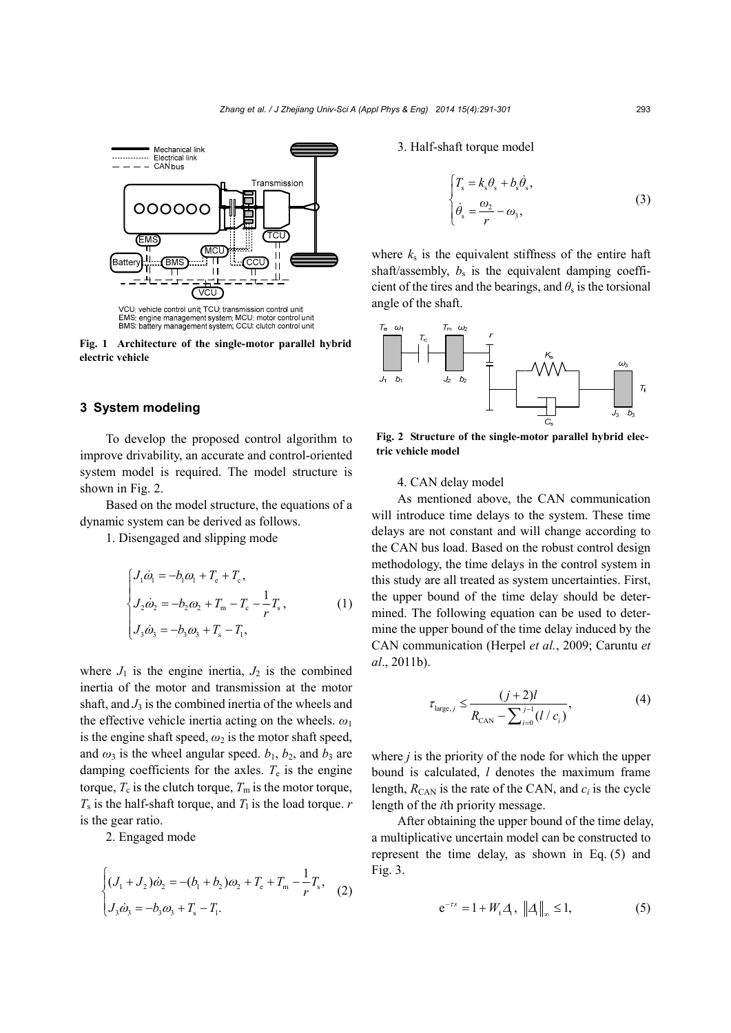VCU: vehicle control unit; TCU: transmission control unit
EMS: engine management system; MCU: motor control unit
BMS: battery management system; CCU: clutch control unit

**Fig. 1 Architecture of the single-motor parallel hybrid electric vehicle**

## 3 System modeling

To develop the proposed control algorithm to improve drivability, an accurate and control-oriented system model is required. The model structure is shown in Fig. 2.

Based on the model structure, the equations of a dynamic system can be derived as follows.

1. Disengaged and slipping mode

$$\begin{cases} J_1\dot{\omega}_1 = -b_1\omega_1 + T_e + T_c, \\ J_2\dot{\omega}_2 = -b_2\omega_2 + T_m - T_c - \dfrac{1}{r}T_s, \\ J_3\dot{\omega}_3 = -b_3\omega_3 + T_s - T_l, \end{cases} \tag{1}$$

where $J_1$ is the engine inertia, $J_2$ is the combined inertia of the motor and transmission at the motor shaft, and $J_3$ is the combined inertia of the wheels and the effective vehicle inertia acting on the wheels. $\omega_1$ is the engine shaft speed, $\omega_2$ is the motor shaft speed, and $\omega_3$ is the wheel angular speed. $b_1$, $b_2$, and $b_3$ are damping coefficients for the axles. $T_e$ is the engine torque, $T_c$ is the clutch torque, $T_m$ is the motor torque, $T_s$ is the half-shaft torque, and $T_l$ is the load torque. $r$ is the gear ratio.

2. Engaged mode

$$\begin{cases} (J_1 + J_2)\dot{\omega}_2 = -(b_1 + b_2)\omega_2 + T_e + T_m - \dfrac{1}{r}T_s, \\ J_3\dot{\omega}_3 = -b_3\omega_3 + T_s - T_l. \end{cases} \tag{2}$$

3. Half-shaft torque model

$$\begin{cases} T_s = k_s\theta_s + b_s\dot{\theta}_s, \\ \dot{\theta}_s = \dfrac{\omega_2}{r} - \omega_3, \end{cases} \tag{3}$$

where $k_s$ is the equivalent stiffness of the entire haft shaft/assembly, $b_s$ is the equivalent damping coefficient of the tires and the bearings, and $\theta_s$ is the torsional angle of the shaft.

**Fig. 2 Structure of the single-motor parallel hybrid electric vehicle model**

4. CAN delay model

As mentioned above, the CAN communication will introduce time delays to the system. These time delays are not constant and will change according to the CAN bus load. Based on the robust control design methodology, the time delays in the control system in this study are all treated as system uncertainties. First, the upper bound of the time delay should be determined. The following equation can be used to determine the upper bound of the time delay induced by the CAN communication (Herpel *et al.*, 2009; Caruntu *et al.*, 2011b).

$$\tau_{\text{large},j} \le \frac{(j+2)l}{R_{\text{CAN}} - \sum_{i=0}^{j-1}(l/c_i)}, \tag{4}$$

where $j$ is the priority of the node for which the upper bound is calculated, $l$ denotes the maximum frame length, $R_{\text{CAN}}$ is the rate of the CAN, and $c_i$ is the cycle length of the $i$th priority message.

After obtaining the upper bound of the time delay, a multiplicative uncertain model can be constructed to represent the time delay, as shown in Eq. (5) and Fig. 3.

$$\mathrm{e}^{-\tau s} = 1 + W_t\Delta_t, \ \|\Delta_t\|_\infty \le 1, \tag{5}$$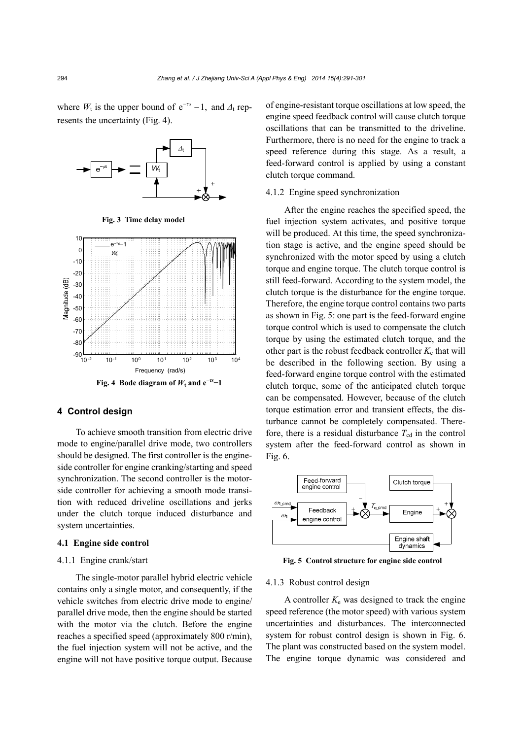where $W_t$ is the upper bound of $e^{-\tau s}-1$, and $\Delta_t$ represents the uncertainty (Fig. 4).

**Fig. 3 Time delay model**

**Fig. 4 Bode diagram of $W_t$ and $e^{-\tau s}-1$**

## 4 Control design

To achieve smooth transition from electric drive mode to engine/parallel drive mode, two controllers should be designed. The first controller is the engine-side controller for engine cranking/starting and speed synchronization. The second controller is the motor-side controller for achieving a smooth mode transition with reduced driveline oscillations and jerks under the clutch torque induced disturbance and system uncertainties.

### 4.1 Engine side control

#### 4.1.1 Engine crank/start

The single-motor parallel hybrid electric vehicle contains only a single motor, and consequently, if the vehicle switches from electric drive mode to engine/parallel drive mode, then the engine should be started with the motor via the clutch. Before the engine reaches a specified speed (approximately 800 r/min), the fuel injection system will not be active, and the engine will not have positive torque output. Because of engine-resistant torque oscillations at low speed, the engine speed feedback control will cause clutch torque oscillations that can be transmitted to the driveline. Furthermore, there is no need for the engine to track a speed reference during this stage. As a result, a feed-forward control is applied by using a constant clutch torque command.

#### 4.1.2 Engine speed synchronization

After the engine reaches the specified speed, the fuel injection system activates, and positive torque will be produced. At this time, the speed synchronization stage is active, and the engine speed should be synchronized with the motor speed by using a clutch torque and engine torque. The clutch torque control is still feed-forward. According to the system model, the clutch torque is the disturbance for the engine torque. Therefore, the engine torque control contains two parts as shown in Fig. 5: one part is the feed-forward engine torque control which is used to compensate the clutch torque by using the estimated clutch torque, and the other part is the robust feedback controller $K_e$ that will be described in the following section. By using a feed-forward engine torque control with the estimated clutch torque, some of the anticipated clutch torque can be compensated. However, because of the clutch torque estimation error and transient effects, the disturbance cannot be completely compensated. Therefore, there is a residual disturbance $T_{cd}$ in the control system after the feed-forward control as shown in Fig. 6.

**Fig. 5 Control structure for engine side control**

#### 4.1.3 Robust control design

A controller $K_e$ was designed to track the engine speed reference (the motor speed) with various system uncertainties and disturbances. The interconnected system for robust control design is shown in Fig. 6. The plant was constructed based on the system model. The engine torque dynamic was considered and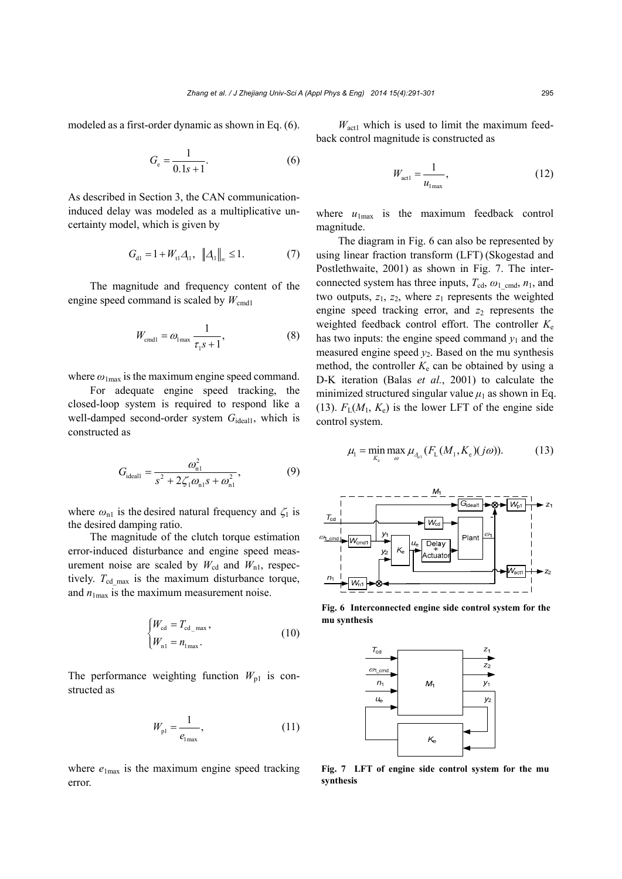modeled as a first-order dynamic as shown in Eq. (6).

$$G_e = \frac{1}{0.1s+1}. \tag{6}$$

As described in Section 3, the CAN communication-induced delay was modeled as a multiplicative uncertainty model, which is given by

$$G_{d1} = 1 + W_{t1}\Delta_{t1}, \quad \|\Delta_1\|_\infty \le 1. \tag{7}$$

The magnitude and frequency content of the engine speed command is scaled by $W_{cmd1}$

$$W_{cmd1} = \omega_{1max} \frac{1}{\tau_1 s + 1}, \tag{8}$$

where $\omega_{1max}$ is the maximum engine speed command.

For adequate engine speed tracking, the closed-loop system is required to respond like a well-damped second-order system $G_{ideal1}$, which is constructed as

$$G_{ideal1} = \frac{\omega_{n1}^2}{s^2 + 2\zeta_1\omega_{n1}s + \omega_{n1}^2}, \tag{9}$$

where $\omega_{n1}$ is the desired natural frequency and $\zeta_1$ is the desired damping ratio.

The magnitude of the clutch torque estimation error-induced disturbance and engine speed measurement noise are scaled by $W_{cd}$ and $W_{n1}$, respectively. $T_{cd\_max}$ is the maximum disturbance torque, and $n_{1max}$ is the maximum measurement noise.

$$\begin{cases} W_{cd} = T_{cd\_max}, \\ W_{n1} = n_{1max}. \end{cases} \tag{10}$$

The performance weighting function $W_{p1}$ is constructed as

$$W_{p1} = \frac{1}{e_{1max}}, \tag{11}$$

where $e_{1max}$ is the maximum engine speed tracking error.

$W_{act1}$ which is used to limit the maximum feedback control magnitude is constructed as

$$W_{act1} = \frac{1}{u_{1max}}, \tag{12}$$

where $u_{1max}$ is the maximum feedback control magnitude.

The diagram in Fig. 6 can also be represented by using linear fraction transform (LFT) (Skogestad and Postlethwaite, 2001) as shown in Fig. 7. The interconnected system has three inputs, $T_{cd}$, $\omega_{1\_cmd}$, $n_1$, and two outputs, $z_1$, $z_2$, where $z_1$ represents the weighted engine speed tracking error, and $z_2$ represents the weighted feedback control effort. The controller $K_e$ has two inputs: the engine speed command $y_1$ and the measured engine speed $y_2$. Based on the mu synthesis method, the controller $K_e$ can be obtained by using a D-K iteration (Balas *et al.*, 2001) to calculate the minimized structured singular value $\mu_1$ as shown in Eq. (13). $F_L(M_1, K_e)$ is the lower LFT of the engine side control system.

$$\mu_1 = \min_{K_e} \max_{\omega} \mu_{\Delta_{t1}}(F_L(M_1, K_e)(j\omega)). \tag{13}$$

**Fig. 6 Interconnected engine side control system for the mu synthesis**

**Fig. 7 LFT of engine side control system for the mu synthesis**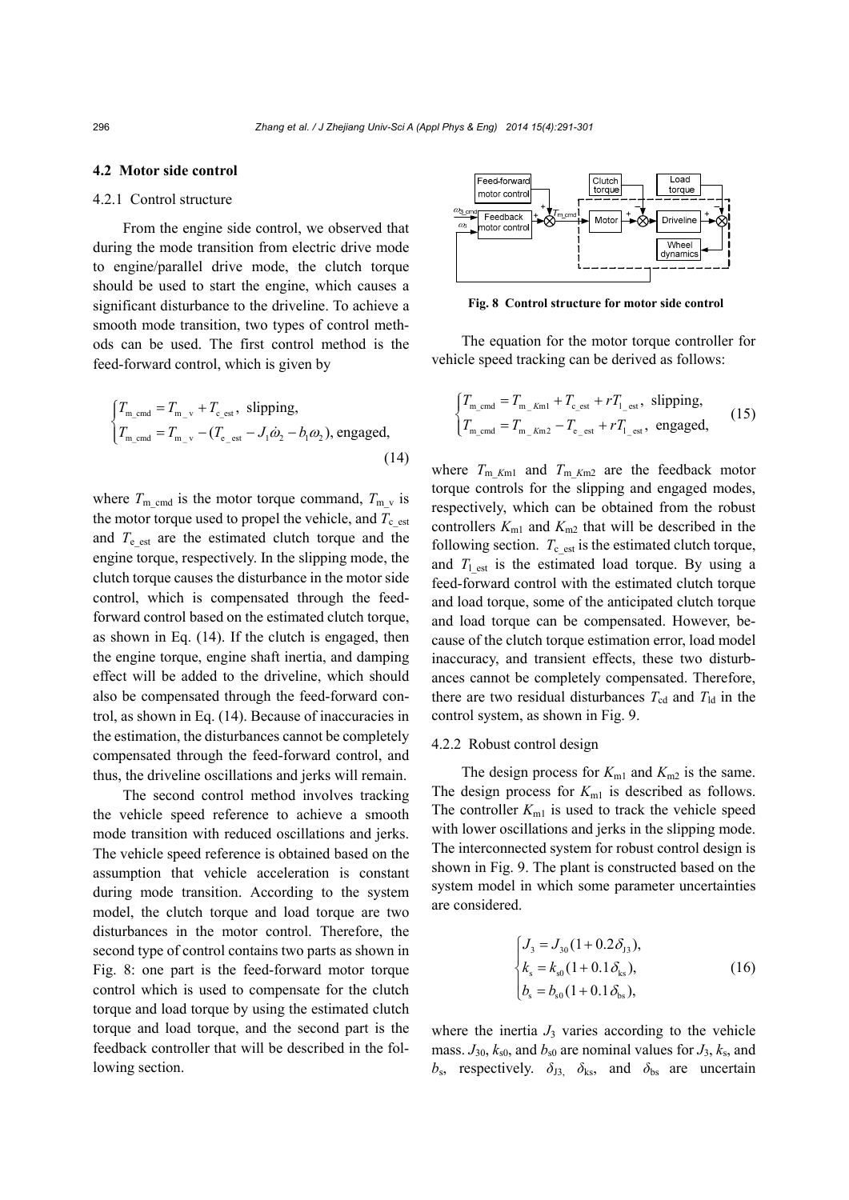### 4.2 Motor side control

#### 4.2.1 Control structure

From the engine side control, we observed that during the mode transition from electric drive mode to engine/parallel drive mode, the clutch torque should be used to start the engine, which causes a significant disturbance to the driveline. To achieve a smooth mode transition, two types of control methods can be used. The first control method is the feed-forward control, which is given by

$$
\begin{cases}
T_{\text{m\_cmd}} = T_{\text{m\_v}} + T_{\text{c\_est}}, \ \text{slipping}, \\
T_{\text{m\_cmd}} = T_{\text{m\_v}} - (T_{\text{e\_est}} - J_1\dot{\omega}_2 - b_1\omega_2), \ \text{engaged},
\end{cases}
\tag{14}
$$

where $T_{\text{m\_cmd}}$ is the motor torque command, $T_{\text{m\_v}}$ is the motor torque used to propel the vehicle, and $T_{\text{c\_est}}$ and $T_{\text{e\_est}}$ are the estimated clutch torque and the engine torque, respectively. In the slipping mode, the clutch torque causes the disturbance in the motor side control, which is compensated through the feed-forward control based on the estimated clutch torque, as shown in Eq. (14). If the clutch is engaged, then the engine torque, engine shaft inertia, and damping effect will be added to the driveline, which should also be compensated through the feed-forward control, as shown in Eq. (14). Because of inaccuracies in the estimation, the disturbances cannot be completely compensated through the feed-forward control, and thus, the driveline oscillations and jerks will remain.

The second control method involves tracking the vehicle speed reference to achieve a smooth mode transition with reduced oscillations and jerks. The vehicle speed reference is obtained based on the assumption that vehicle acceleration is constant during mode transition. According to the system model, the clutch torque and load torque are two disturbances in the motor control. Therefore, the second type of control contains two parts as shown in Fig. 8: one part is the feed-forward motor torque control which is used to compensate for the clutch torque and load torque by using the estimated clutch torque and load torque, and the second part is the feedback controller that will be described in the following section.

**Fig. 8 Control structure for motor side control**

The equation for the motor torque controller for vehicle speed tracking can be derived as follows:

$$
\begin{cases}
T_{\text{m\_cmd}} = T_{\text{m\_}K\text{m1}} + T_{\text{c\_est}} + rT_{\text{l\_est}}, \ \text{slipping}, \\
T_{\text{m\_cmd}} = T_{\text{m\_}K\text{m2}} - T_{\text{e\_est}} + rT_{\text{l\_est}}, \ \text{engaged},
\end{cases}
\tag{15}
$$

where $T_{\text{m\_}K\text{m1}}$ and $T_{\text{m\_}K\text{m2}}$ are the feedback motor torque controls for the slipping and engaged modes, respectively, which can be obtained from the robust controllers $K_{\text{m1}}$ and $K_{\text{m2}}$ that will be described in the following section. $T_{\text{c\_est}}$ is the estimated clutch torque, and $T_{\text{l\_est}}$ is the estimated load torque. By using a feed-forward control with the estimated clutch torque and load torque, some of the anticipated clutch torque and load torque can be compensated. However, because of the clutch torque estimation error, load model inaccuracy, and transient effects, these two disturbances cannot be completely compensated. Therefore, there are two residual disturbances $T_{\text{cd}}$ and $T_{\text{ld}}$ in the control system, as shown in Fig. 9.

#### 4.2.2 Robust control design

The design process for $K_{\text{m1}}$ and $K_{\text{m2}}$ is the same. The design process for $K_{\text{m1}}$ is described as follows. The controller $K_{\text{m1}}$ is used to track the vehicle speed with lower oscillations and jerks in the slipping mode. The interconnected system for robust control design is shown in Fig. 9. The plant is constructed based on the system model in which some parameter uncertainties are considered.

$$
\begin{cases}
J_3 = J_{30}(1 + 0.2\delta_{\text{J3}}), \\
k_{\text{s}} = k_{\text{s0}}(1 + 0.1\delta_{\text{ks}}), \\
b_{\text{s}} = b_{\text{s0}}(1 + 0.1\delta_{\text{bs}}),
\end{cases}
\tag{16}
$$

where the inertia $J_3$ varies according to the vehicle mass. $J_{30}$, $k_{\text{s0}}$, and $b_{\text{s0}}$ are nominal values for $J_3$, $k_{\text{s}}$, and $b_{\text{s}}$, respectively. $\delta_{\text{J3}}$, $\delta_{\text{ks}}$, and $\delta_{\text{bs}}$ are uncertain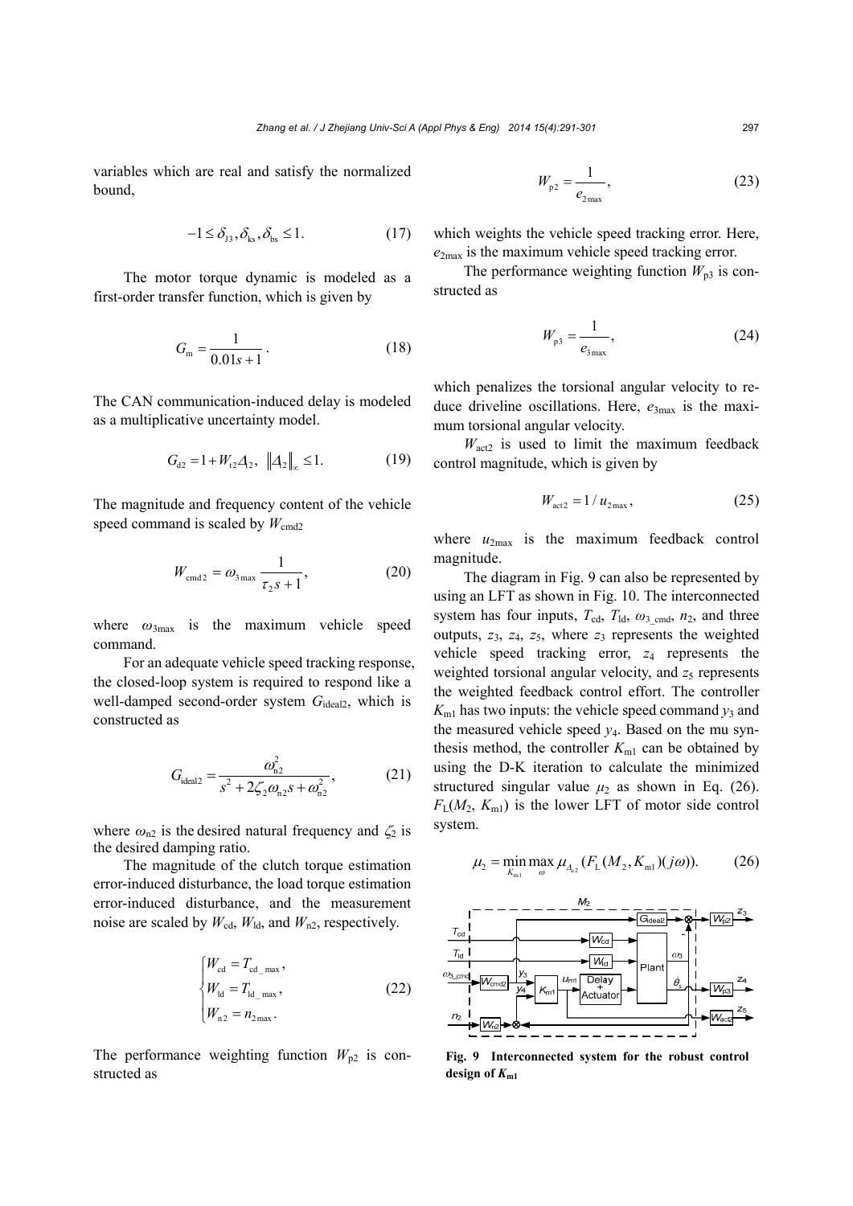variables which are real and satisfy the normalized bound,

$$-1 \le \delta_{J3}, \delta_{ks}, \delta_{bs} \le 1. \tag{17}$$

The motor torque dynamic is modeled as a first-order transfer function, which is given by

$$G_m = \frac{1}{0.01s+1}. \tag{18}$$

The CAN communication-induced delay is modeled as a multiplicative uncertainty model.

$$G_{d2} = 1 + W_{t2}\Delta_2, \ \ \|\Delta_2\|_\infty \le 1. \tag{19}$$

The magnitude and frequency content of the vehicle speed command is scaled by $W_{cmd2}$

$$W_{cmd2} = \omega_{3\max} \frac{1}{\tau_2 s + 1}, \tag{20}$$

where $\omega_{3\max}$ is the maximum vehicle speed command.

For an adequate vehicle speed tracking response, the closed-loop system is required to respond like a well-damped second-order system $G_{ideal2}$, which is constructed as

$$G_{ideal2} = \frac{\omega_{n2}^2}{s^2 + 2\zeta_2\omega_{n2}s + \omega_{n2}^2}, \tag{21}$$

where $\omega_{n2}$ is the desired natural frequency and $\zeta_2$ is the desired damping ratio.

The magnitude of the clutch torque estimation error-induced disturbance, the load torque estimation error-induced disturbance, and the measurement noise are scaled by $W_{cd}$, $W_{ld}$, and $W_{n2}$, respectively.

$$\begin{cases} W_{cd} = T_{cd\_\max}, \\ W_{ld} = T_{ld\_\max}, \\ W_{n2} = n_{2\max}. \end{cases} \tag{22}$$

The performance weighting function $W_{p2}$ is constructed as

$$W_{p2} = \frac{1}{e_{2\max}}, \tag{23}$$

which weights the vehicle speed tracking error. Here, $e_{2\max}$ is the maximum vehicle speed tracking error.

The performance weighting function $W_{p3}$ is constructed as

$$W_{p3} = \frac{1}{e_{3\max}}, \tag{24}$$

which penalizes the torsional angular velocity to reduce driveline oscillations. Here, $e_{3\max}$ is the maximum torsional angular velocity.

$W_{act2}$ is used to limit the maximum feedback control magnitude, which is given by

$$W_{act2} = 1/u_{2\max}, \tag{25}$$

where $u_{2\max}$ is the maximum feedback control magnitude.

The diagram in Fig. 9 can also be represented by using an LFT as shown in Fig. 10. The interconnected system has four inputs, $T_{cd}$, $T_{ld}$, $\omega_{3\_cmd}$, $n_2$, and three outputs, $z_3$, $z_4$, $z_5$, where $z_3$ represents the weighted vehicle speed tracking error, $z_4$ represents the weighted torsional angular velocity, and $z_5$ represents the weighted feedback control effort. The controller $K_{m1}$ has two inputs: the vehicle speed command $y_3$ and the measured vehicle speed $y_4$. Based on the mu synthesis method, the controller $K_{m1}$ can be obtained by using the D-K iteration to calculate the minimized structured singular value $\mu_2$ as shown in Eq. (26). $F_L(M_2, K_{m1})$ is the lower LFT of motor side control system.

$$\mu_2 = \min_{K_{m1}} \max_{\omega} \mu_{\Delta_{u2}}(F_L(M_2, K_{m1})(j\omega)). \tag{26}$$

**Fig. 9 Interconnected system for the robust control design of $K_{m1}$**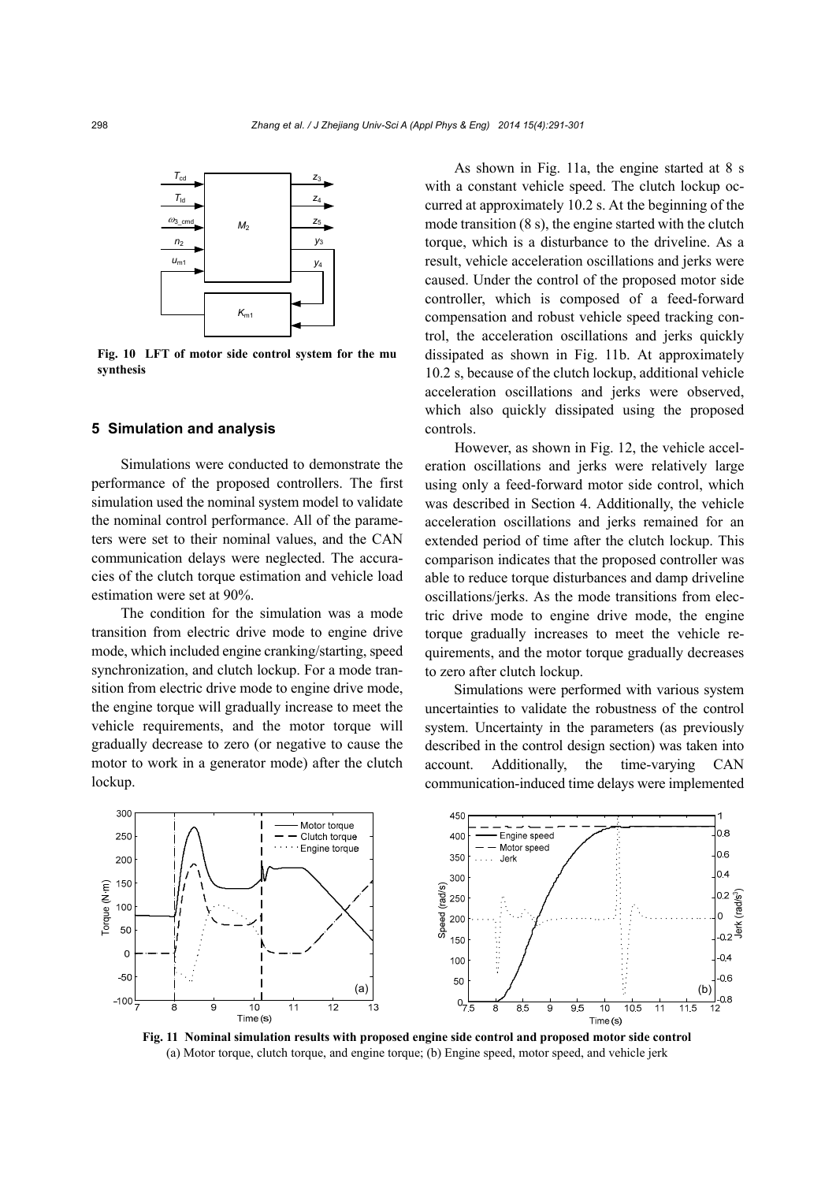Fig. 10 LFT of motor side control system for the mu synthesis

## 5 Simulation and analysis

Simulations were conducted to demonstrate the performance of the proposed controllers. The first simulation used the nominal system model to validate the nominal control performance. All of the parameters were set to their nominal values, and the CAN communication delays were neglected. The accuracies of the clutch torque estimation and vehicle load estimation were set at 90%.

The condition for the simulation was a mode transition from electric drive mode to engine drive mode, which included engine cranking/starting, speed synchronization, and clutch lockup. For a mode transition from electric drive mode to engine drive mode, the engine torque will gradually increase to meet the vehicle requirements, and the motor torque will gradually decrease to zero (or negative to cause the motor to work in a generator mode) after the clutch lockup.

As shown in Fig. 11a, the engine started at 8 s with a constant vehicle speed. The clutch lockup occurred at approximately 10.2 s. At the beginning of the mode transition (8 s), the engine started with the clutch torque, which is a disturbance to the driveline. As a result, vehicle acceleration oscillations and jerks were caused. Under the control of the proposed motor side controller, which is composed of a feed-forward compensation and robust vehicle speed tracking control, the acceleration oscillations and jerks quickly dissipated as shown in Fig. 11b. At approximately 10.2 s, because of the clutch lockup, additional vehicle acceleration oscillations and jerks were observed, which also quickly dissipated using the proposed controls.

However, as shown in Fig. 12, the vehicle acceleration oscillations and jerks were relatively large using only a feed-forward motor side control, which was described in Section 4. Additionally, the vehicle acceleration oscillations and jerks remained for an extended period of time after the clutch lockup. This comparison indicates that the proposed controller was able to reduce torque disturbances and damp driveline oscillations/jerks. As the mode transitions from electric drive mode to engine drive mode, the engine torque gradually increases to meet the vehicle requirements, and the motor torque gradually decreases to zero after clutch lockup.

Simulations were performed with various system uncertainties to validate the robustness of the control system. Uncertainty in the parameters (as previously described in the control design section) was taken into account. Additionally, the time-varying CAN communication-induced time delays were implemented

Fig. 11 Nominal simulation results with proposed engine side control and proposed motor side control
(a) Motor torque, clutch torque, and engine torque; (b) Engine speed, motor speed, and vehicle jerk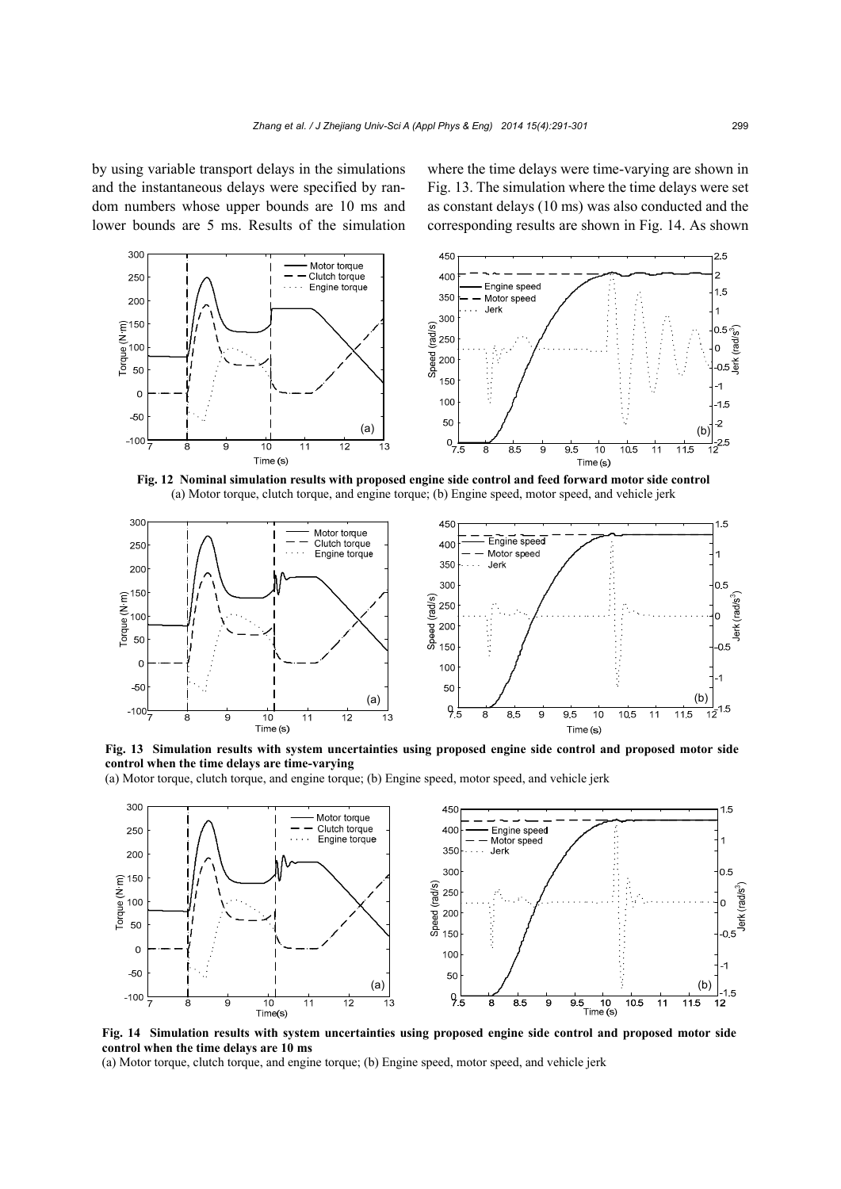by using variable transport delays in the simulations and the instantaneous delays were specified by random numbers whose upper bounds are 10 ms and lower bounds are 5 ms. Results of the simulation where the time delays were time-varying are shown in Fig. 13. The simulation where the time delays were set as constant delays (10 ms) was also conducted and the corresponding results are shown in Fig. 14. As shown

**Fig. 12 Nominal simulation results with proposed engine side control and feed forward motor side control**
(a) Motor torque, clutch torque, and engine torque; (b) Engine speed, motor speed, and vehicle jerk

**Fig. 13 Simulation results with system uncertainties using proposed engine side control and proposed motor side control when the time delays are time-varying**
(a) Motor torque, clutch torque, and engine torque; (b) Engine speed, motor speed, and vehicle jerk

**Fig. 14 Simulation results with system uncertainties using proposed engine side control and proposed motor side control when the time delays are 10 ms**
(a) Motor torque, clutch torque, and engine torque; (b) Engine speed, motor speed, and vehicle jerk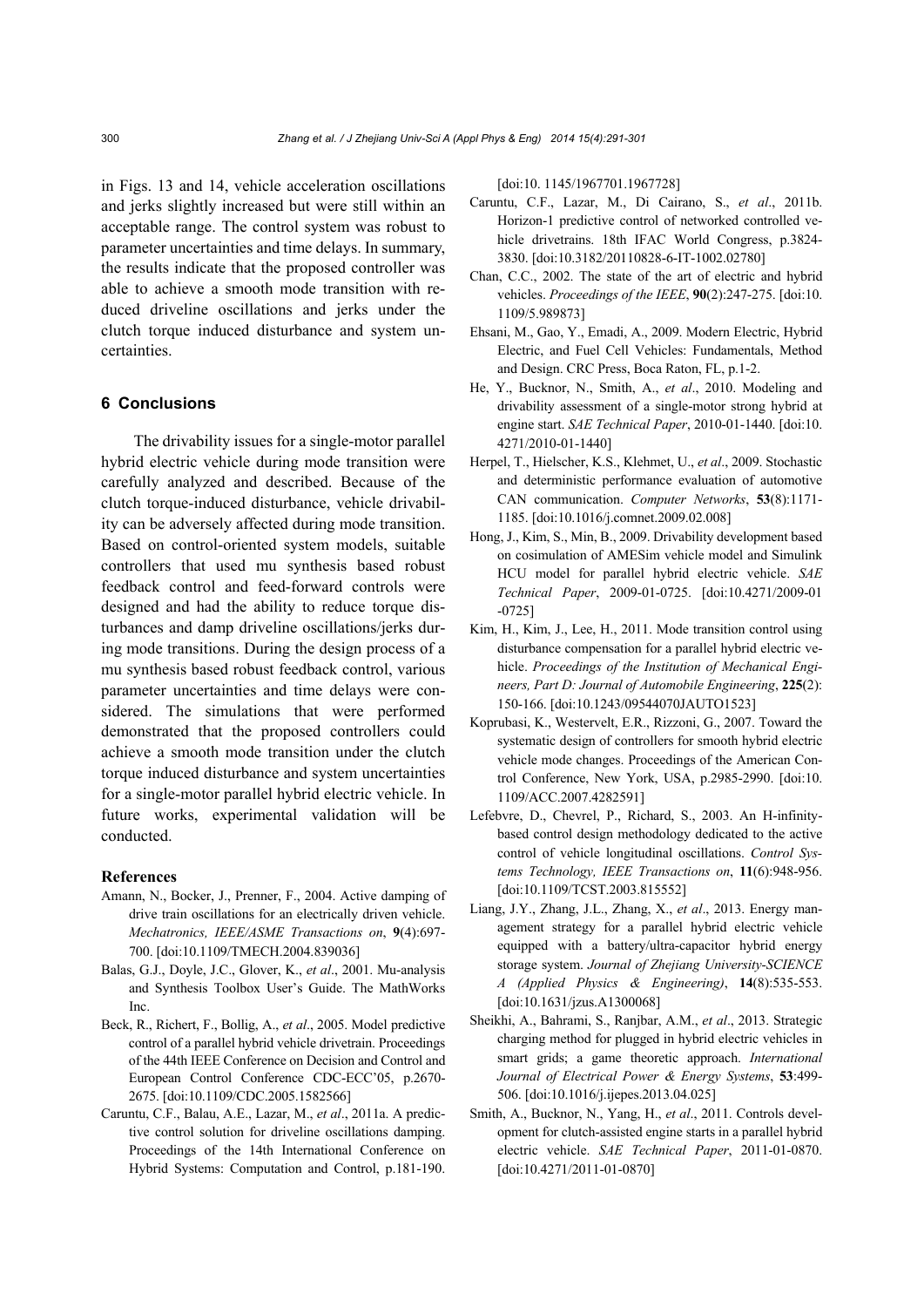in Figs. 13 and 14, vehicle acceleration oscillations and jerks slightly increased but were still within an acceptable range. The control system was robust to parameter uncertainties and time delays. In summary, the results indicate that the proposed controller was able to achieve a smooth mode transition with reduced driveline oscillations and jerks under the clutch torque induced disturbance and system uncertainties.

## 6 Conclusions

The drivability issues for a single-motor parallel hybrid electric vehicle during mode transition were carefully analyzed and described. Because of the clutch torque-induced disturbance, vehicle drivability can be adversely affected during mode transition. Based on control-oriented system models, suitable controllers that used mu synthesis based robust feedback control and feed-forward controls were designed and had the ability to reduce torque disturbances and damp driveline oscillations/jerks during mode transitions. During the design process of a mu synthesis based robust feedback control, various parameter uncertainties and time delays were considered. The simulations that were performed demonstrated that the proposed controllers could achieve a smooth mode transition under the clutch torque induced disturbance and system uncertainties for a single-motor parallel hybrid electric vehicle. In future works, experimental validation will be conducted.

### References

Amann, N., Bocker, J., Prenner, F., 2004. Active damping of drive train oscillations for an electrically driven vehicle. *Mechatronics, IEEE/ASME Transactions on*, **9**(4):697-700. [doi:10.1109/TMECH.2004.839036]

Balas, G.J., Doyle, J.C., Glover, K., *et al*., 2001. Mu-analysis and Synthesis Toolbox User's Guide. The MathWorks Inc.

Beck, R., Richert, F., Bollig, A., *et al*., 2005. Model predictive control of a parallel hybrid vehicle drivetrain. Proceedings of the 44th IEEE Conference on Decision and Control and European Control Conference CDC-ECC'05, p.2670-2675. [doi:10.1109/CDC.2005.1582566]

Caruntu, C.F., Balau, A.E., Lazar, M., *et al*., 2011a. A predictive control solution for driveline oscillations damping. Proceedings of the 14th International Conference on Hybrid Systems: Computation and Control, p.181-190. [doi:10. 1145/1967701.1967728]

Caruntu, C.F., Lazar, M., Di Cairano, S., *et al*., 2011b. Horizon-1 predictive control of networked controlled vehicle drivetrains. 18th IFAC World Congress, p.3824-3830. [doi:10.3182/20110828-6-IT-1002.02780]

Chan, C.C., 2002. The state of the art of electric and hybrid vehicles. *Proceedings of the IEEE*, **90**(2):247-275. [doi:10. 1109/5.989873]

Ehsani, M., Gao, Y., Emadi, A., 2009. Modern Electric, Hybrid Electric, and Fuel Cell Vehicles: Fundamentals, Method and Design. CRC Press, Boca Raton, FL, p.1-2.

He, Y., Bucknor, N., Smith, A., *et al*., 2010. Modeling and drivability assessment of a single-motor strong hybrid at engine start. *SAE Technical Paper*, 2010-01-1440. [doi:10. 4271/2010-01-1440]

Herpel, T., Hielscher, K.S., Klehmet, U., *et al*., 2009. Stochastic and deterministic performance evaluation of automotive CAN communication. *Computer Networks*, **53**(8):1171-1185. [doi:10.1016/j.comnet.2009.02.008]

Hong, J., Kim, S., Min, B., 2009. Drivability development based on cosimulation of AMESim vehicle model and Simulink HCU model for parallel hybrid electric vehicle. *SAE Technical Paper*, 2009-01-0725. [doi:10.4271/2009-01-0725]

Kim, H., Kim, J., Lee, H., 2011. Mode transition control using disturbance compensation for a parallel hybrid electric vehicle. *Proceedings of the Institution of Mechanical Engineers, Part D: Journal of Automobile Engineering*, **225**(2): 150-166. [doi:10.1243/09544070JAUTO1523]

Koprubasi, K., Westervelt, E.R., Rizzoni, G., 2007. Toward the systematic design of controllers for smooth hybrid electric vehicle mode changes. Proceedings of the American Control Conference, New York, USA, p.2985-2990. [doi:10. 1109/ACC.2007.4282591]

Lefebvre, D., Chevrel, P., Richard, S., 2003. An H-infinity-based control design methodology dedicated to the active control of vehicle longitudinal oscillations. *Control Systems Technology, IEEE Transactions on*, **11**(6):948-956. [doi:10.1109/TCST.2003.815552]

Liang, J.Y., Zhang, J.L., Zhang, X., *et al*., 2013. Energy management strategy for a parallel hybrid electric vehicle equipped with a battery/ultra-capacitor hybrid energy storage system. *Journal of Zhejiang University-SCIENCE A (Applied Physics & Engineering)*, **14**(8):535-553. [doi:10.1631/jzus.A1300068]

Sheikhi, A., Bahrami, S., Ranjbar, A.M., *et al*., 2013. Strategic charging method for plugged in hybrid electric vehicles in smart grids; a game theoretic approach. *International Journal of Electrical Power & Energy Systems*, **53**:499-506. [doi:10.1016/j.ijepes.2013.04.025]

Smith, A., Bucknor, N., Yang, H., *et al*., 2011. Controls development for clutch-assisted engine starts in a parallel hybrid electric vehicle. *SAE Technical Paper*, 2011-01-0870. [doi:10.4271/2011-01-0870]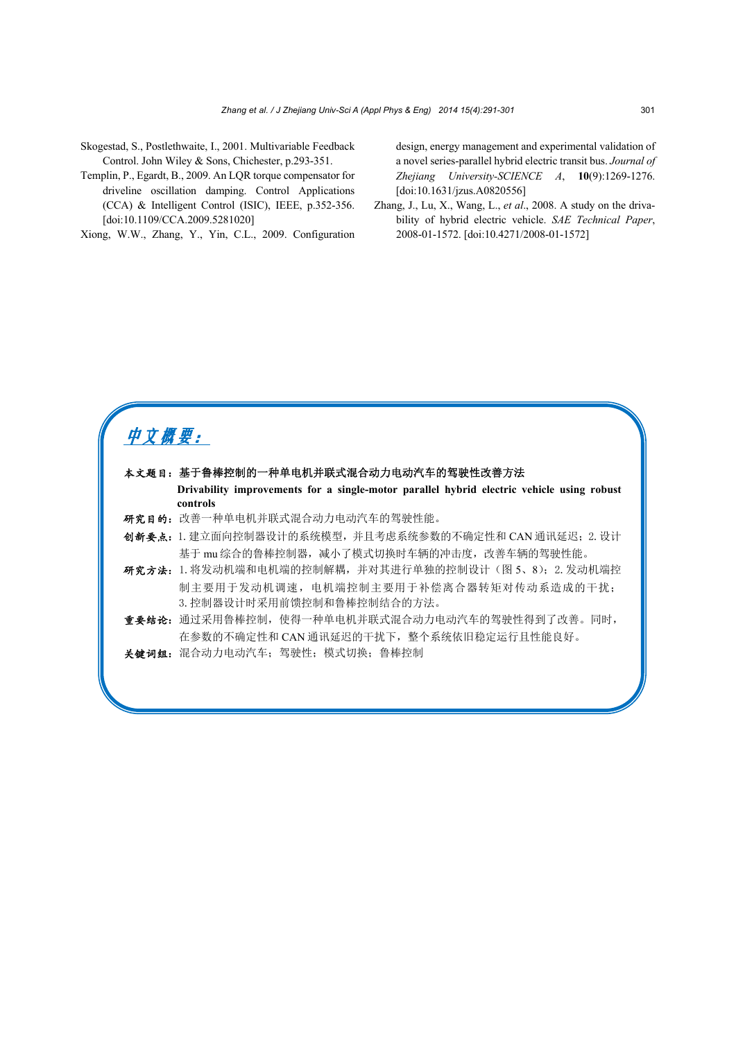Skogestad, S., Postlethwaite, I., 2001. Multivariable Feedback Control. John Wiley & Sons, Chichester, p.293-351.

Templin, P., Egardt, B., 2009. An LQR torque compensator for driveline oscillation damping. Control Applications (CCA) & Intelligent Control (ISIC), IEEE, p.352-356. [doi:10.1109/CCA.2009.5281020]

Xiong, W.W., Zhang, Y., Yin, C.L., 2009. Configuration design, energy management and experimental validation of a novel series-parallel hybrid electric transit bus. *Journal of Zhejiang University-SCIENCE A*, **10**(9):1269-1276. [doi:10.1631/jzus.A0820556]

Zhang, J., Lu, X., Wang, L., *et al*., 2008. A study on the drivability of hybrid electric vehicle. *SAE Technical Paper*, 2008-01-1572. [doi:10.4271/2008-01-1572]

## *中文概要：*

**本文题目：基于鲁棒控制的一种单电机并联式混合动力电动汽车的驾驶性改善方法**

**Drivability improvements for a single-motor parallel hybrid electric vehicle using robust controls**

**研究目的：**改善一种单电机并联式混合动力电动汽车的驾驶性能。

**创新要点：**1. 建立面向控制器设计的系统模型，并且考虑系统参数的不确定性和 CAN 通讯延迟；2. 设计基于 mu 综合的鲁棒控制器，减小了模式切换时车辆的冲击度，改善车辆的驾驶性能。

**研究方法：**1. 将发动机端和电机端的控制解耦，并对其进行单独的控制设计（图 5、8）；2. 发动机端控制主要用于发动机调速，电机端控制主要用于补偿离合器转矩对传动系造成的干扰；3. 控制器设计时采用前馈控制和鲁棒控制结合的方法。

**重要结论：**通过采用鲁棒控制，使得一种单电机并联式混合动力电动汽车的驾驶性得到了改善。同时，在参数的不确定性和 CAN 通讯延迟的干扰下，整个系统依旧稳定运行且性能良好。

**关键词组：**混合动力电动汽车；驾驶性；模式切换；鲁棒控制